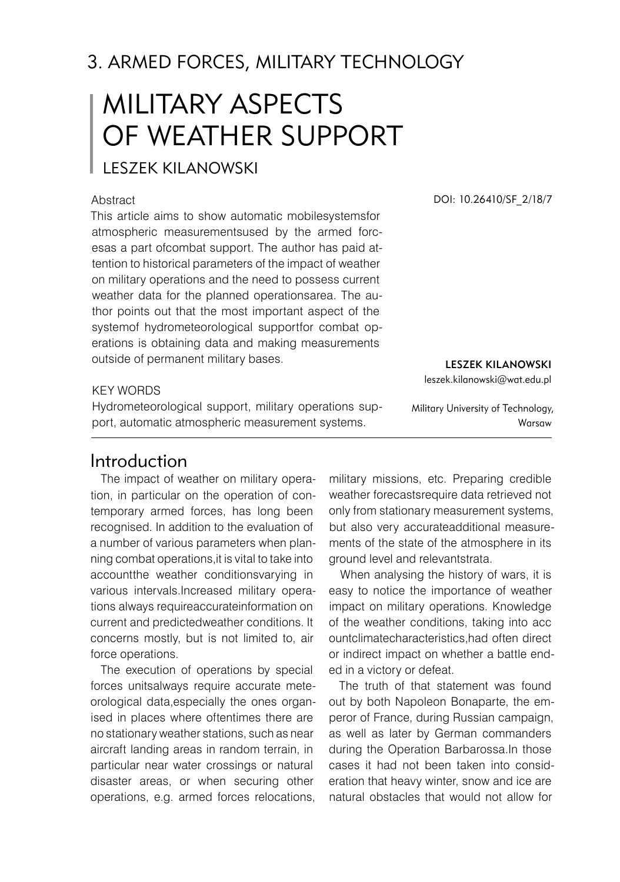## 3. ARMED FORCES, MILITARY TECHNOLOGY

# MILITARY ASPECTS OF WEATHER SUPPORT

LESZEK KILANOWSKI

DOI: 10.26410/SF_2/18/7

Abstract

This article aims to show automatic mobilesystemsfor atmospheric measurementsused by the armed forcesas a part ofcombat support. The author has paid attention to historical parameters of the impact of weather on military operations and the need to possess current weather data for the planned operationsarea. The author points out that the most important aspect of the systemof hydrometeorological supportfor combat operations is obtaining data and making measurements outside of permanent military bases.

KEY WORDS

Hydrometeorological support, military operations support, automatic atmospheric measurement systems.

**LESZEK KILANOWSKI**
leszek.kilanowski@wat.edu.pl

Military University of Technology, Warsaw

## Introduction

The impact of weather on military operation, in particular on the operation of contemporary armed forces, has long been recognised. In addition to the evaluation of a number of various parameters when planning combat operations,it is vital to take into accountthe weather conditionsvarying in various intervals.Increased military operations always requireaccurateinformation on current and predictedweather conditions. It concerns mostly, but is not limited to, air force operations.

The execution of operations by special forces unitsalways require accurate meteorological data,especially the ones organised in places where oftentimes there are no stationary weather stations, such as near aircraft landing areas in random terrain, in particular near water crossings or natural disaster areas, or when securing other operations, e.g. armed forces relocations, military missions, etc. Preparing credible weather forecastsrequire data retrieved not only from stationary measurement systems, but also very accurateadditional measurements of the state of the atmosphere in its ground level and relevantstrata.

When analysing the history of wars, it is easy to notice the importance of weather impact on military operations. Knowledge of the weather conditions, taking into acc ountclimatecharacteristics,had often direct or indirect impact on whether a battle ended in a victory or defeat.

The truth of that statement was found out by both Napoleon Bonaparte, the emperor of France, during Russian campaign, as well as later by German commanders during the Operation Barbarossa.In those cases it had not been taken into consideration that heavy winter, snow and ice are natural obstacles that would not allow for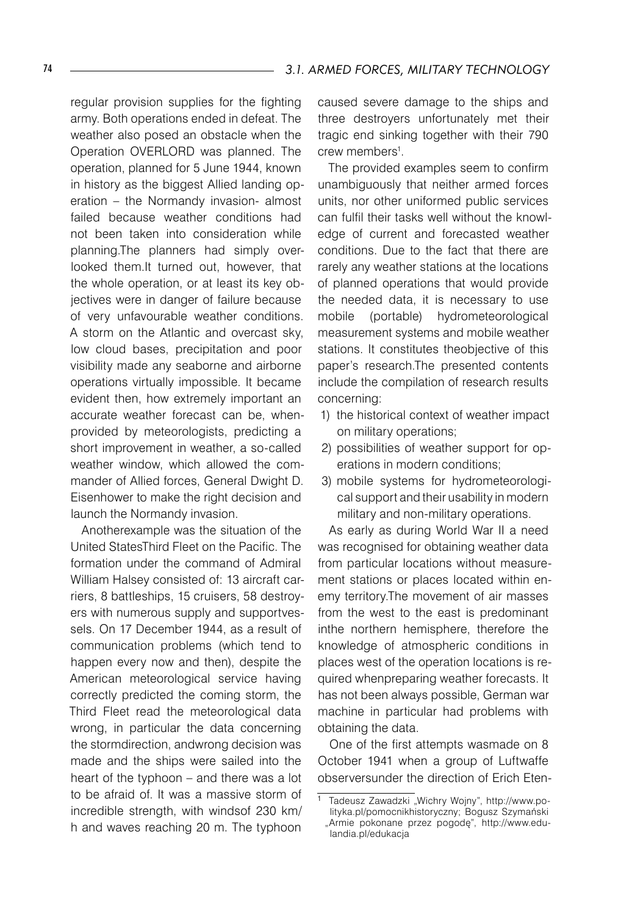regular provision supplies for the fighting army. Both operations ended in defeat. The weather also posed an obstacle when the Operation OVERLORD was planned. The operation, planned for 5 June 1944, known in history as the biggest Allied landing operation – the Normandy invasion- almost failed because weather conditions had not been taken into consideration while planning.The planners had simply overlooked them.It turned out, however, that the whole operation, or at least its key objectives were in danger of failure because of very unfavourable weather conditions. A storm on the Atlantic and overcast sky, low cloud bases, precipitation and poor visibility made any seaborne and airborne operations virtually impossible. It became evident then, how extremely important an accurate weather forecast can be, whenprovided by meteorologists, predicting a short improvement in weather, a so-called weather window, which allowed the commander of Allied forces, General Dwight D. Eisenhower to make the right decision and launch the Normandy invasion.

Anotherexample was the situation of the United StatesThird Fleet on the Pacific. The formation under the command of Admiral William Halsey consisted of: 13 aircraft carriers, 8 battleships, 15 cruisers, 58 destroyers with numerous supply and supportvessels. On 17 December 1944, as a result of communication problems (which tend to happen every now and then), despite the American meteorological service having correctly predicted the coming storm, the Third Fleet read the meteorological data wrong, in particular the data concerning the stormdirection, andwrong decision was made and the ships were sailed into the heart of the typhoon – and there was a lot to be afraid of. It was a massive storm of incredible strength, with windsof 230 km/h and waves reaching 20 m. The typhoon caused severe damage to the ships and three destroyers unfortunately met their tragic end sinking together with their 790 crew members[1].

The provided examples seem to confirm unambiguously that neither armed forces units, nor other uniformed public services can fulfil their tasks well without the knowledge of current and forecasted weather conditions. Due to the fact that there are rarely any weather stations at the locations of planned operations that would provide the needed data, it is necessary to use mobile (portable) hydrometeorological measurement systems and mobile weather stations. It constitutes theobjective of this paper's research.The presented contents include the compilation of research results concerning:

1) the historical context of weather impact on military operations;
2) possibilities of weather support for operations in modern conditions;
3) mobile systems for hydrometeorological support and their usability in modern military and non-military operations.

As early as during World War II a need was recognised for obtaining weather data from particular locations without measurement stations or places located within enemy territory.The movement of air masses from the west to the east is predominant inthe northern hemisphere, therefore the knowledge of atmospheric conditions in places west of the operation locations is required whenpreparing weather forecasts. It has not been always possible, German war machine in particular had problems with obtaining the data.

One of the first attempts wasmade on 8 October 1941 when a group of Luftwaffe observersunder the direction of Erich Eten-

[1] Tadeusz Zawadzki „Wichry Wojny", http://www.polityka.pl/pomocnikhistoryczny; Bogusz Szymański „Armie pokonane przez pogodę", http://www.edulandia.pl/edukacja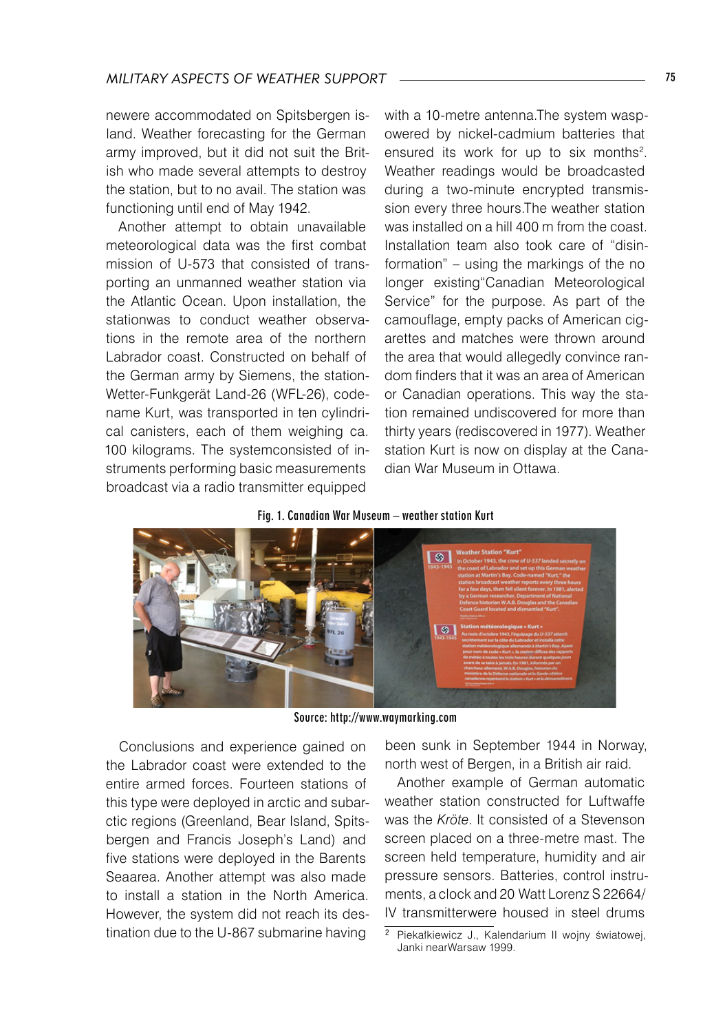newere accommodated on Spitsbergen island. Weather forecasting for the German army improved, but it did not suit the British who made several attempts to destroy the station, but to no avail. The station was functioning until end of May 1942.

Another attempt to obtain unavailable meteorological data was the first combat mission of U-573 that consisted of transporting an unmanned weather station via the Atlantic Ocean. Upon installation, the stationwas to conduct weather observations in the remote area of the northern Labrador coast. Constructed on behalf of the German army by Siemens, the station-Wetter-Funkgerät Land-26 (WFL-26), codename Kurt, was transported in ten cylindrical canisters, each of them weighing ca. 100 kilograms. The systemconsisted of instruments performing basic measurements broadcast via a radio transmitter equipped with a 10-metre antenna.The system waspowered by nickel-cadmium batteries that ensured its work for up to six months[2]. Weather readings would be broadcasted during a two-minute encrypted transmission every three hours.The weather station was installed on a hill 400 m from the coast. Installation team also took care of "disinformation" – using the markings of the no longer existing"Canadian Meteorological Service" for the purpose. As part of the camouflage, empty packs of American cigarettes and matches were thrown around the area that would allegedly convince random finders that it was an area of American or Canadian operations. This way the station remained undiscovered for more than thirty years (rediscovered in 1977). Weather station Kurt is now on display at the Canadian War Museum in Ottawa.

Fig. 1. Canadian War Museum – weather station Kurt

Source: http://www.waymarking.com

Conclusions and experience gained on the Labrador coast were extended to the entire armed forces. Fourteen stations of this type were deployed in arctic and subarctic regions (Greenland, Bear Island, Spitsbergen and Francis Joseph's Land) and five stations were deployed in the Barents Seaarea. Another attempt was also made to install a station in the North America. However, the system did not reach its destination due to the U-867 submarine having been sunk in September 1944 in Norway, north west of Bergen, in a British air raid.

Another example of German automatic weather station constructed for Luftwaffe was the *Kröte*. It consisted of a Stevenson screen placed on a three-metre mast. The screen held temperature, humidity and air pressure sensors. Batteries, control instruments, a clock and 20 Watt Lorenz S 22664/IV transmitterwere housed in steel drums

[2] Piekałkiewicz J., Kalendarium II wojny światowej, Janki nearWarsaw 1999.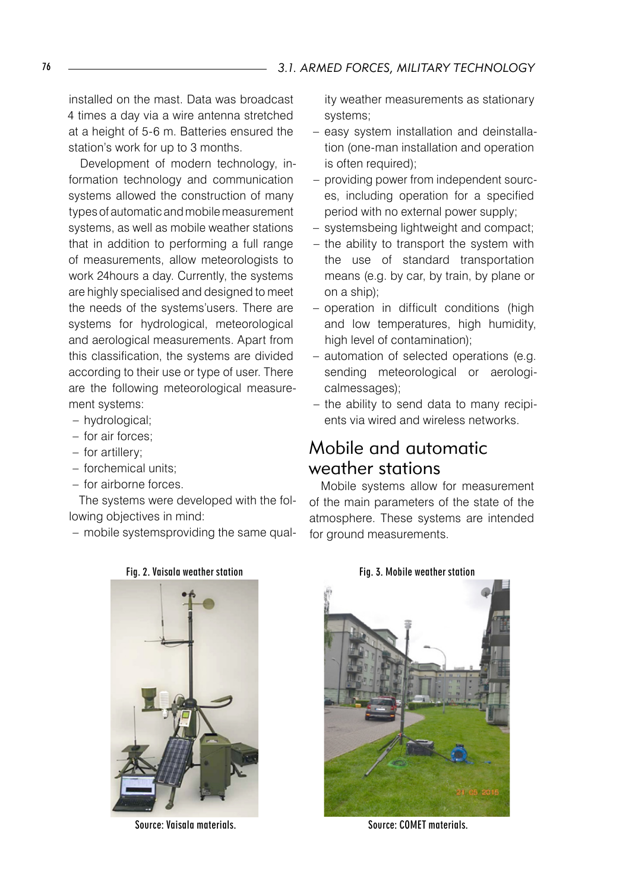installed on the mast. Data was broadcast 4 times a day via a wire antenna stretched at a height of 5-6 m. Batteries ensured the station's work for up to 3 months.

Development of modern technology, information technology and communication systems allowed the construction of many types of automatic and mobile measurement systems, as well as mobile weather stations that in addition to performing a full range of measurements, allow meteorologists to work 24hours a day. Currently, the systems are highly specialised and designed to meet the needs of the systems'users. There are systems for hydrological, meteorological and aerological measurements. Apart from this classification, the systems are divided according to their use or type of user. There are the following meteorological measurement systems:

- hydrological;
- for air forces;
- for artillery;
- forchemical units;
- for airborne forces.

The systems were developed with the following objectives in mind:

- mobile systemsproviding the same quality weather measurements as stationary systems;
- easy system installation and deinstallation (one-man installation and operation is often required);
- providing power from independent sources, including operation for a specified period with no external power supply;
- systemsbeing lightweight and compact;
- the ability to transport the system with the use of standard transportation means (e.g. by car, by train, by plane or on a ship);
- operation in difficult conditions (high and low temperatures, high humidity, high level of contamination);
- automation of selected operations (e.g. sending meteorological or aerologicalmessages);
- the ability to send data to many recipients via wired and wireless networks.

## Mobile and automatic weather stations

Mobile systems allow for measurement of the main parameters of the state of the atmosphere. These systems are intended for ground measurements.

Fig. 2. Vaisala weather station

Source: Vaisala materials.

Fig. 3. Mobile weather station

Source: COMET materials.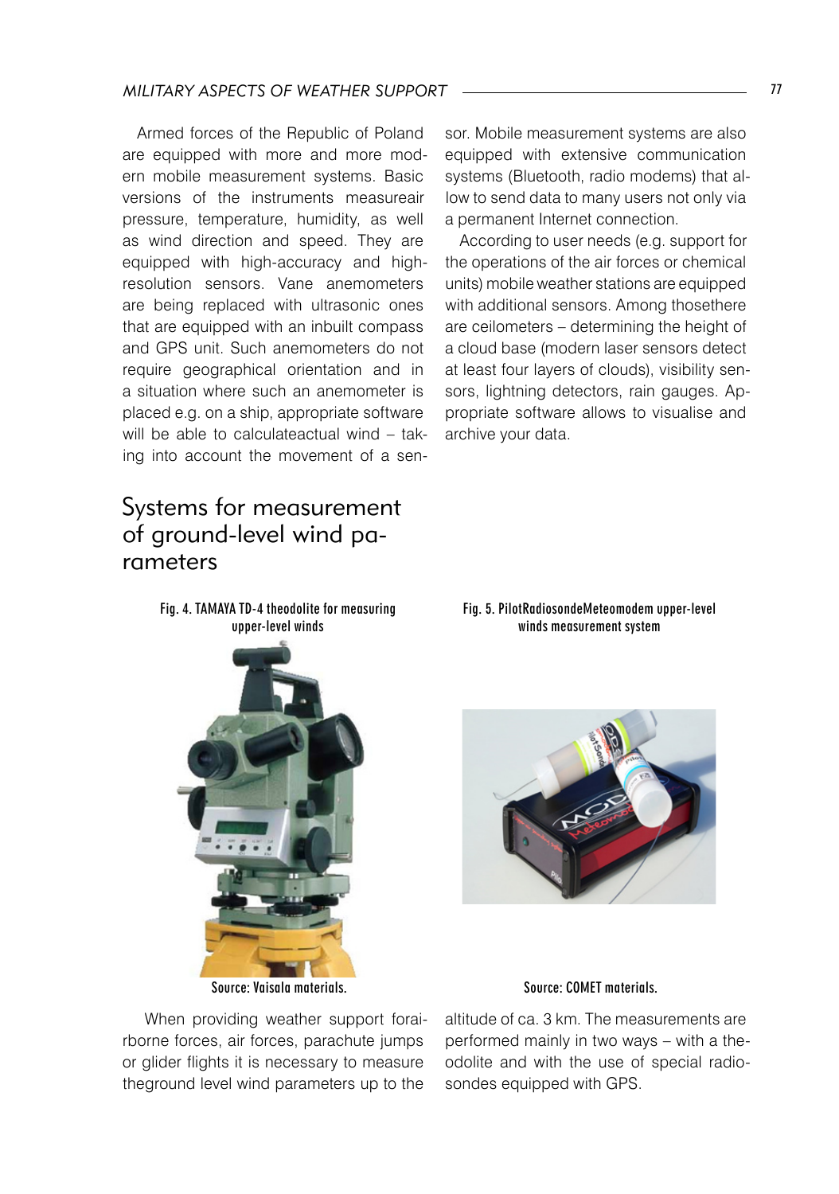Armed forces of the Republic of Poland are equipped with more and more modern mobile measurement systems. Basic versions of the instruments measureair pressure, temperature, humidity, as well as wind direction and speed. They are equipped with high-accuracy and high-resolution sensors. Vane anemometers are being replaced with ultrasonic ones that are equipped with an inbuilt compass and GPS unit. Such anemometers do not require geographical orientation and in a situation where such an anemometer is placed e.g. on a ship, appropriate software will be able to calculateactual wind – taking into account the movement of a sensor. Mobile measurement systems are also equipped with extensive communication systems (Bluetooth, radio modems) that allow to send data to many users not only via a permanent Internet connection.

According to user needs (e.g. support for the operations of the air forces or chemical units) mobile weather stations are equipped with additional sensors. Among thosethere are ceilometers – determining the height of a cloud base (modern laser sensors detect at least four layers of clouds), visibility sensors, lightning detectors, rain gauges. Appropriate software allows to visualise and archive your data.

## Systems for measurement of ground-level wind parameters

Fig. 4. TAMAYA TD-4 theodolite for measuring upper-level winds

Source: Vaisala materials.

Fig. 5. PilotRadiosondeMeteomodem upper-level winds measurement system

Source: COMET materials.

When providing weather support forairborne forces, air forces, parachute jumps or glider flights it is necessary to measure theground level wind parameters up to the altitude of ca. 3 km. The measurements are performed mainly in two ways – with a theodolite and with the use of special radiosondes equipped with GPS.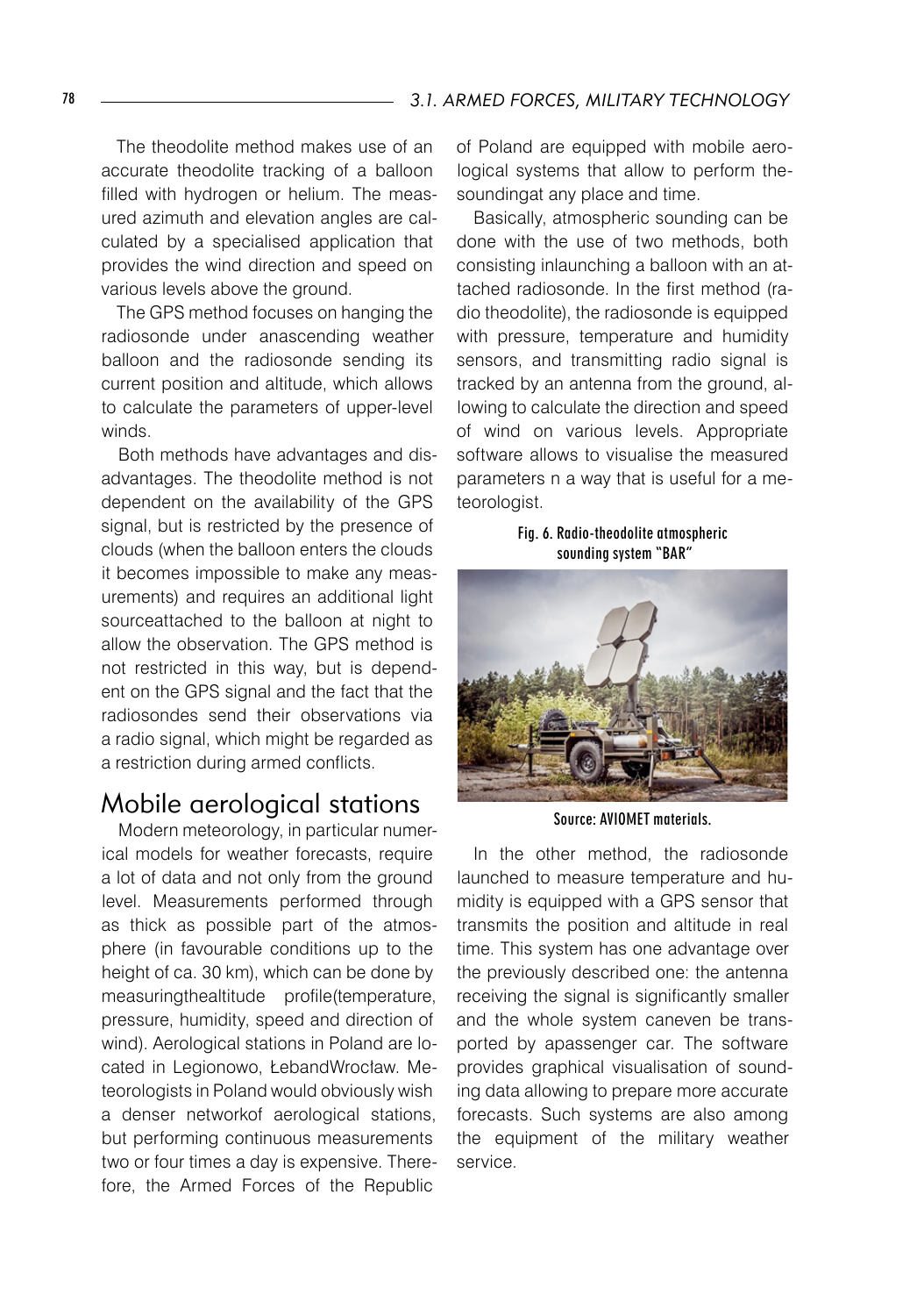The theodolite method makes use of an accurate theodolite tracking of a balloon filled with hydrogen or helium. The measured azimuth and elevation angles are calculated by a specialised application that provides the wind direction and speed on various levels above the ground.

The GPS method focuses on hanging the radiosonde under anascending weather balloon and the radiosonde sending its current position and altitude, which allows to calculate the parameters of upper-level winds.

Both methods have advantages and disadvantages. The theodolite method is not dependent on the availability of the GPS signal, but is restricted by the presence of clouds (when the balloon enters the clouds it becomes impossible to make any measurements) and requires an additional light sourceattached to the balloon at night to allow the observation. The GPS method is not restricted in this way, but is dependent on the GPS signal and the fact that the radiosondes send their observations via a radio signal, which might be regarded as a restriction during armed conflicts.

## Mobile aerological stations

Modern meteorology, in particular numerical models for weather forecasts, require a lot of data and not only from the ground level. Measurements performed through as thick as possible part of the atmosphere (in favourable conditions up to the height of ca. 30 km), which can be done by measuringthealtitude profile(temperature, pressure, humidity, speed and direction of wind). Aerological stations in Poland are located in Legionowo, ŁebandWrocław. Meteorologists in Poland would obviously wish a denser networkof aerological stations, but performing continuous measurements two or four times a day is expensive. Therefore, the Armed Forces of the Republic of Poland are equipped with mobile aerological systems that allow to perform thesoundingat any place and time.

Basically, atmospheric sounding can be done with the use of two methods, both consisting inlaunching a balloon with an attached radiosonde. In the first method (radio theodolite), the radiosonde is equipped with pressure, temperature and humidity sensors, and transmitting radio signal is tracked by an antenna from the ground, allowing to calculate the direction and speed of wind on various levels. Appropriate software allows to visualise the measured parameters n a way that is useful for a meteorologist.

Fig. 6. Radio-theodolite atmospheric sounding system "BAR"

Source: AVIOMET materials.

In the other method, the radiosonde launched to measure temperature and humidity is equipped with a GPS sensor that transmits the position and altitude in real time. This system has one advantage over the previously described one: the antenna receiving the signal is significantly smaller and the whole system caneven be transported by apassenger car. The software provides graphical visualisation of sounding data allowing to prepare more accurate forecasts. Such systems are also among the equipment of the military weather service.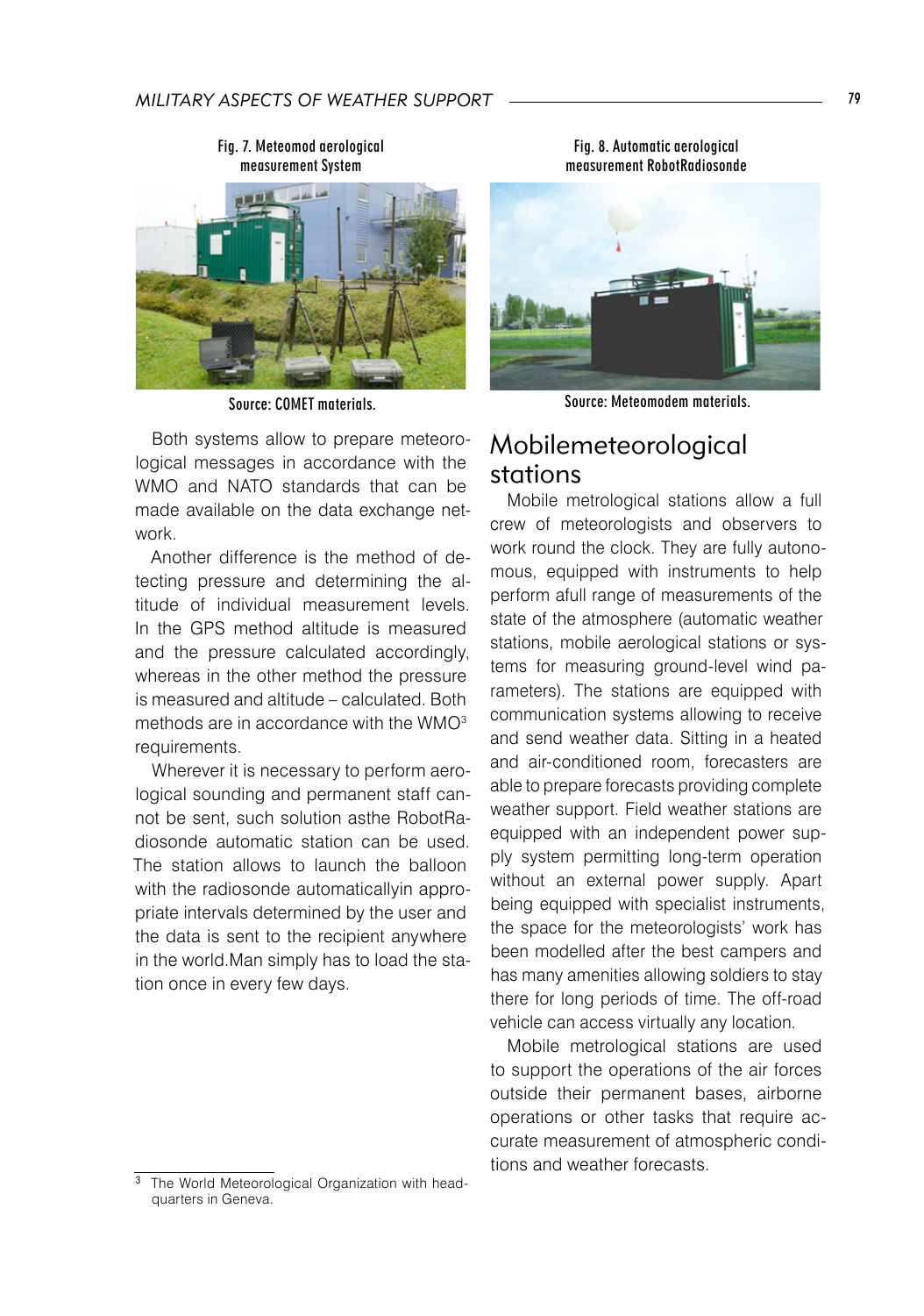Fig. 7. Meteomod aerological measurement System

Source: COMET materials.

Fig. 8. Automatic aerological measurement RobotRadiosonde

Source: Meteomodem materials.

Both systems allow to prepare meteorological messages in accordance with the WMO and NATO standards that can be made available on the data exchange network.

Another difference is the method of detecting pressure and determining the altitude of individual measurement levels. In the GPS method altitude is measured and the pressure calculated accordingly, whereas in the other method the pressure is measured and altitude – calculated. Both methods are in accordance with the WMO[3] requirements.

Wherever it is necessary to perform aerological sounding and permanent staff cannot be sent, such solution asthe RobotRadiosonde automatic station can be used. The station allows to launch the balloon with the radiosonde automaticallyin appropriate intervals determined by the user and the data is sent to the recipient anywhere in the world.Man simply has to load the station once in every few days.

## Mobilemeteorological stations

Mobile metrological stations allow a full crew of meteorologists and observers to work round the clock. They are fully autonomous, equipped with instruments to help perform afull range of measurements of the state of the atmosphere (automatic weather stations, mobile aerological stations or systems for measuring ground-level wind parameters). The stations are equipped with communication systems allowing to receive and send weather data. Sitting in a heated and air-conditioned room, forecasters are able to prepare forecasts providing complete weather support. Field weather stations are equipped with an independent power supply system permitting long-term operation without an external power supply. Apart being equipped with specialist instruments, the space for the meteorologists' work has been modelled after the best campers and has many amenities allowing soldiers to stay there for long periods of time. The off-road vehicle can access virtually any location.

Mobile metrological stations are used to support the operations of the air forces outside their permanent bases, airborne operations or other tasks that require accurate measurement of atmospheric conditions and weather forecasts.

[3] The World Meteorological Organization with headquarters in Geneva.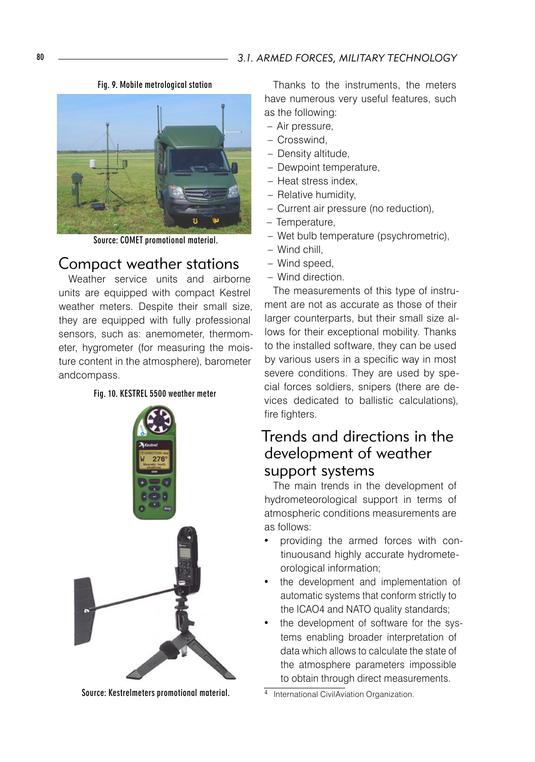Fig. 9. Mobile metrological station

Source: COMET promotional material.

## Compact weather stations

Weather service units and airborne units are equipped with compact Kestrel weather meters. Despite their small size, they are equipped with fully professional sensors, such as: anemometer, thermometer, hygrometer (for measuring the moisture content in the atmosphere), barometer andcompass.

Fig. 10. KESTREL 5500 weather meter

Source: Kestrelmeters promotional material.

Thanks to the instruments, the meters have numerous very useful features, such as the following:

- Air pressure,
- Crosswind,
- Density altitude,
- Dewpoint temperature,
- Heat stress index,
- Relative humidity,
- Current air pressure (no reduction),
- Temperature,
- Wet bulb temperature (psychrometric),
- Wind chill,
- Wind speed,
- Wind direction.

The measurements of this type of instrument are not as accurate as those of their larger counterparts, but their small size allows for their exceptional mobility. Thanks to the installed software, they can be used by various users in a specific way in most severe conditions. They are used by special forces soldiers, snipers (there are devices dedicated to ballistic calculations), fire fighters.

## Trends and directions in the development of weather support systems

The main trends in the development of hydrometeorological support in terms of atmospheric conditions measurements are as follows:

- providing the armed forces with continuousand highly accurate hydrometeorological information;
- the development and implementation of automatic systems that conform strictly to the ICAO[4] and NATO quality standards;
- the development of software for the systems enabling broader interpretation of data which allows to calculate the state of the atmosphere parameters impossible to obtain through direct measurements.

[4] International CivilAviation Organization.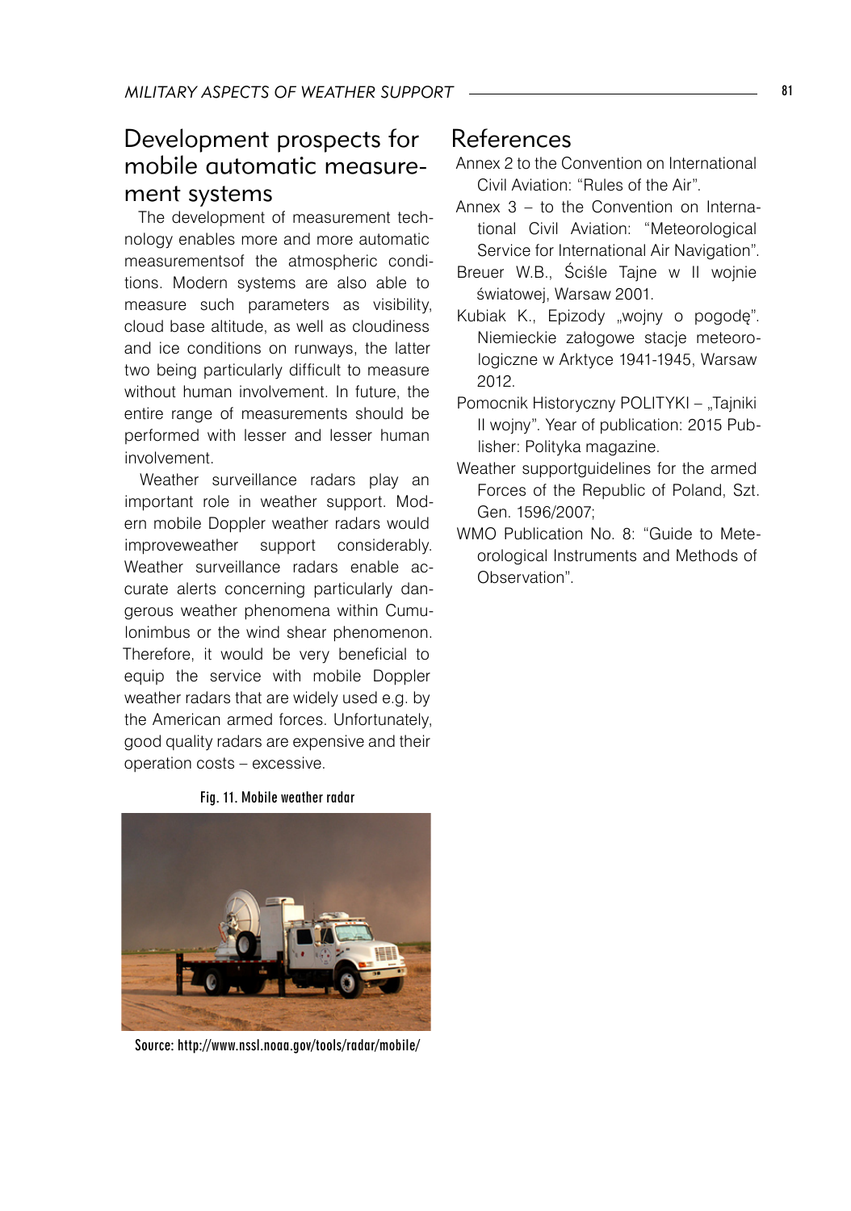## Development prospects for mobile automatic measurement systems

The development of measurement technology enables more and more automatic measurementsof the atmospheric conditions. Modern systems are also able to measure such parameters as visibility, cloud base altitude, as well as cloudiness and ice conditions on runways, the latter two being particularly difficult to measure without human involvement. In future, the entire range of measurements should be performed with lesser and lesser human involvement.

Weather surveillance radars play an important role in weather support. Modern mobile Doppler weather radars would improveweather support considerably. Weather surveillance radars enable accurate alerts concerning particularly dangerous weather phenomena within Cumulonimbus or the wind shear phenomenon. Therefore, it would be very beneficial to equip the service with mobile Doppler weather radars that are widely used e.g. by the American armed forces. Unfortunately, good quality radars are expensive and their operation costs – excessive.

Fig. 11. Mobile weather radar

Source: http://www.nssl.noaa.gov/tools/radar/mobile/

## References

Annex 2 to the Convention on International Civil Aviation: "Rules of the Air".

Annex 3 – to the Convention on International Civil Aviation: "Meteorological Service for International Air Navigation".

Breuer W.B., Ściśle Tajne w II wojnie światowej, Warsaw 2001.

Kubiak K., Epizody „wojny o pogodę". Niemieckie załogowe stacje meteorologiczne w Arktyce 1941-1945, Warsaw 2012.

Pomocnik Historyczny POLITYKI – „Tajniki II wojny". Year of publication: 2015 Publisher: Polityka magazine.

Weather supportguidelines for the armed Forces of the Republic of Poland, Szt. Gen. 1596/2007;

WMO Publication No. 8: "Guide to Meteorological Instruments and Methods of Observation".